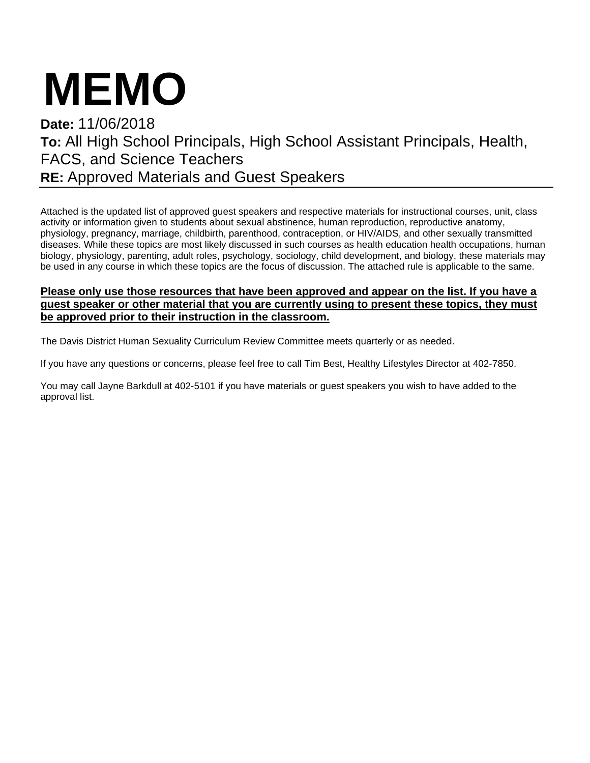# MEMO

**Date:** 11/06/2018
**To:** All High School Principals, High School Assistant Principals, Health, FACS, and Science Teachers
**RE:** Approved Materials and Guest Speakers

---

Attached is the updated list of approved guest speakers and respective materials for instructional courses, unit, class activity or information given to students about sexual abstinence, human reproduction, reproductive anatomy, physiology, pregnancy, marriage, childbirth, parenthood, contraception, or HIV/AIDS, and other sexually transmitted diseases. While these topics are most likely discussed in such courses as health education health occupations, human biology, physiology, parenting, adult roles, psychology, sociology, child development, and biology, these materials may be used in any course in which these topics are the focus of discussion. The attached rule is applicable to the same.

**Please only use those resources that have been approved and appear on the list. If you have a guest speaker or other material that you are currently using to present these topics, they must be approved prior to their instruction in the classroom.**

The Davis District Human Sexuality Curriculum Review Committee meets quarterly or as needed.

If you have any questions or concerns, please feel free to call Tim Best, Healthy Lifestyles Director at 402-7850.

You may call Jayne Barkdull at 402-5101 if you have materials or guest speakers you wish to have added to the approval list.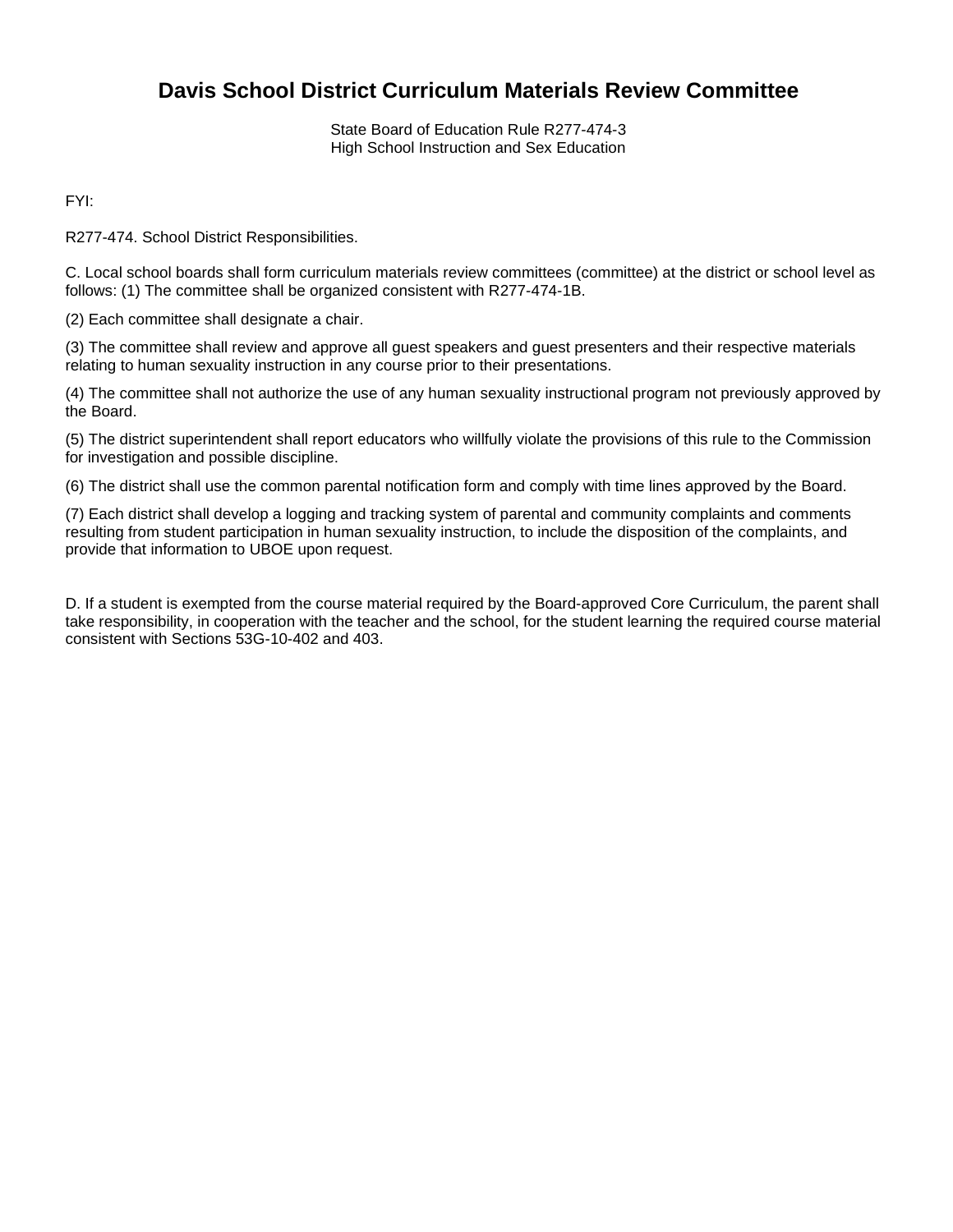# Davis School District Curriculum Materials Review Committee

State Board of Education Rule R277-474-3
High School Instruction and Sex Education

FYI:

R277-474. School District Responsibilities.

C. Local school boards shall form curriculum materials review committees (committee) at the district or school level as follows: (1) The committee shall be organized consistent with R277-474-1B.

(2) Each committee shall designate a chair.

(3) The committee shall review and approve all guest speakers and guest presenters and their respective materials relating to human sexuality instruction in any course prior to their presentations.

(4) The committee shall not authorize the use of any human sexuality instructional program not previously approved by the Board.

(5) The district superintendent shall report educators who willfully violate the provisions of this rule to the Commission for investigation and possible discipline.

(6) The district shall use the common parental notification form and comply with time lines approved by the Board.

(7) Each district shall develop a logging and tracking system of parental and community complaints and comments resulting from student participation in human sexuality instruction, to include the disposition of the complaints, and provide that information to UBOE upon request.

D. If a student is exempted from the course material required by the Board-approved Core Curriculum, the parent shall take responsibility, in cooperation with the teacher and the school, for the student learning the required course material consistent with Sections 53G-10-402 and 403.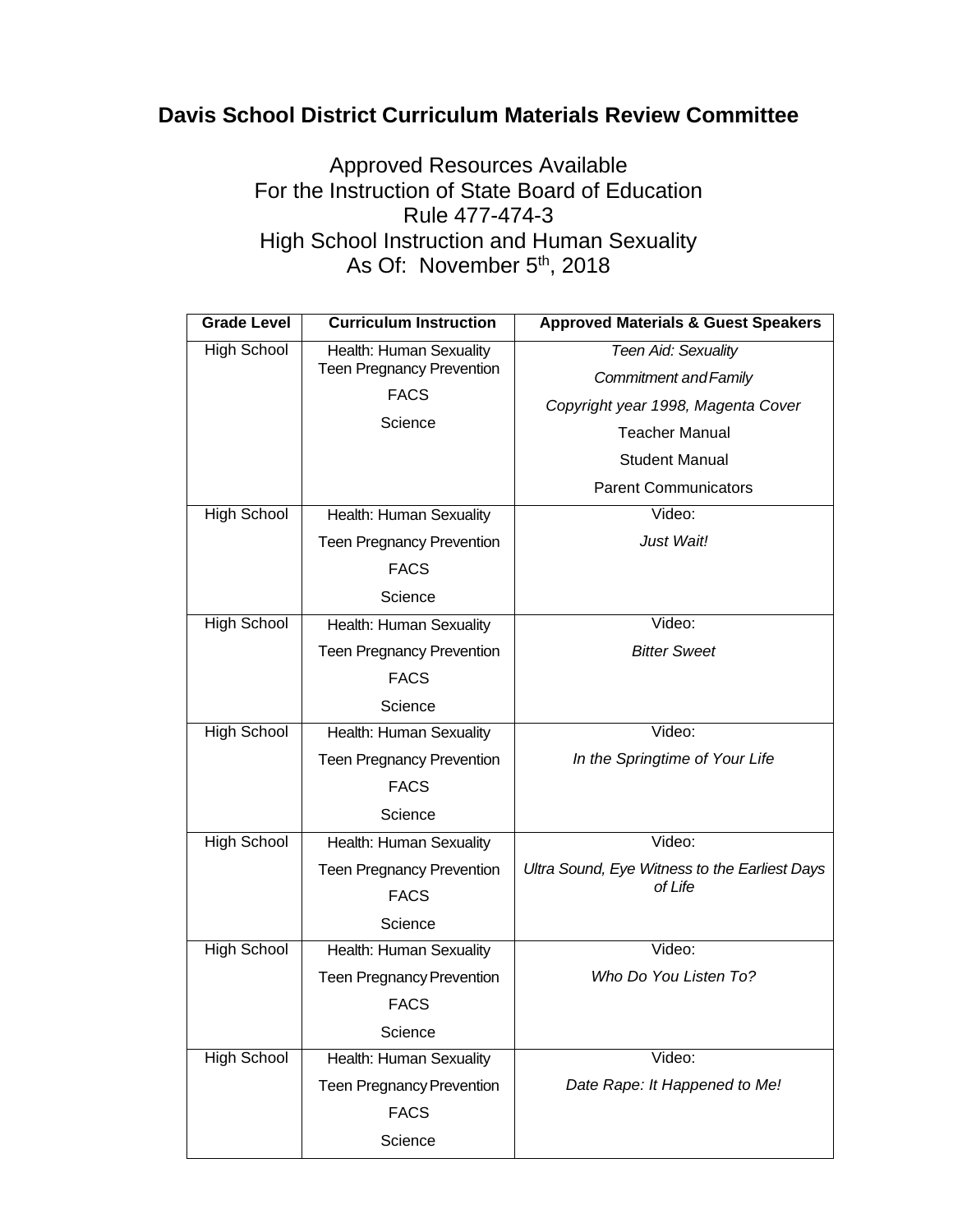# Davis School District Curriculum Materials Review Committee

Approved Resources Available
For the Instruction of State Board of Education
Rule 477-474-3
High School Instruction and Human Sexuality
As Of: November 5th, 2018

| Grade Level | Curriculum Instruction | Approved Materials & Guest Speakers |
|---|---|---|
| High School | Health: Human Sexuality<br>Teen Pregnancy Prevention<br>FACS<br>Science | *Teen Aid: Sexuality*<br>*Commitment and Family*<br>*Copyright year 1998, Magenta Cover*<br>Teacher Manual<br>Student Manual<br>Parent Communicators |
| High School | Health: Human Sexuality<br>Teen Pregnancy Prevention<br>FACS<br>Science | Video:<br>*Just Wait!* |
| High School | Health: Human Sexuality<br>Teen Pregnancy Prevention<br>FACS<br>Science | Video:<br>*Bitter Sweet* |
| High School | Health: Human Sexuality<br>Teen Pregnancy Prevention<br>FACS<br>Science | Video:<br>*In the Springtime of Your Life* |
| High School | Health: Human Sexuality<br>Teen Pregnancy Prevention<br>FACS<br>Science | Video:<br>*Ultra Sound, Eye Witness to the Earliest Days of Life* |
| High School | Health: Human Sexuality<br>Teen Pregnancy Prevention<br>FACS<br>Science | Video:<br>*Who Do You Listen To?* |
| High School | Health: Human Sexuality<br>Teen Pregnancy Prevention<br>FACS<br>Science | Video:<br>*Date Rape: It Happened to Me!* |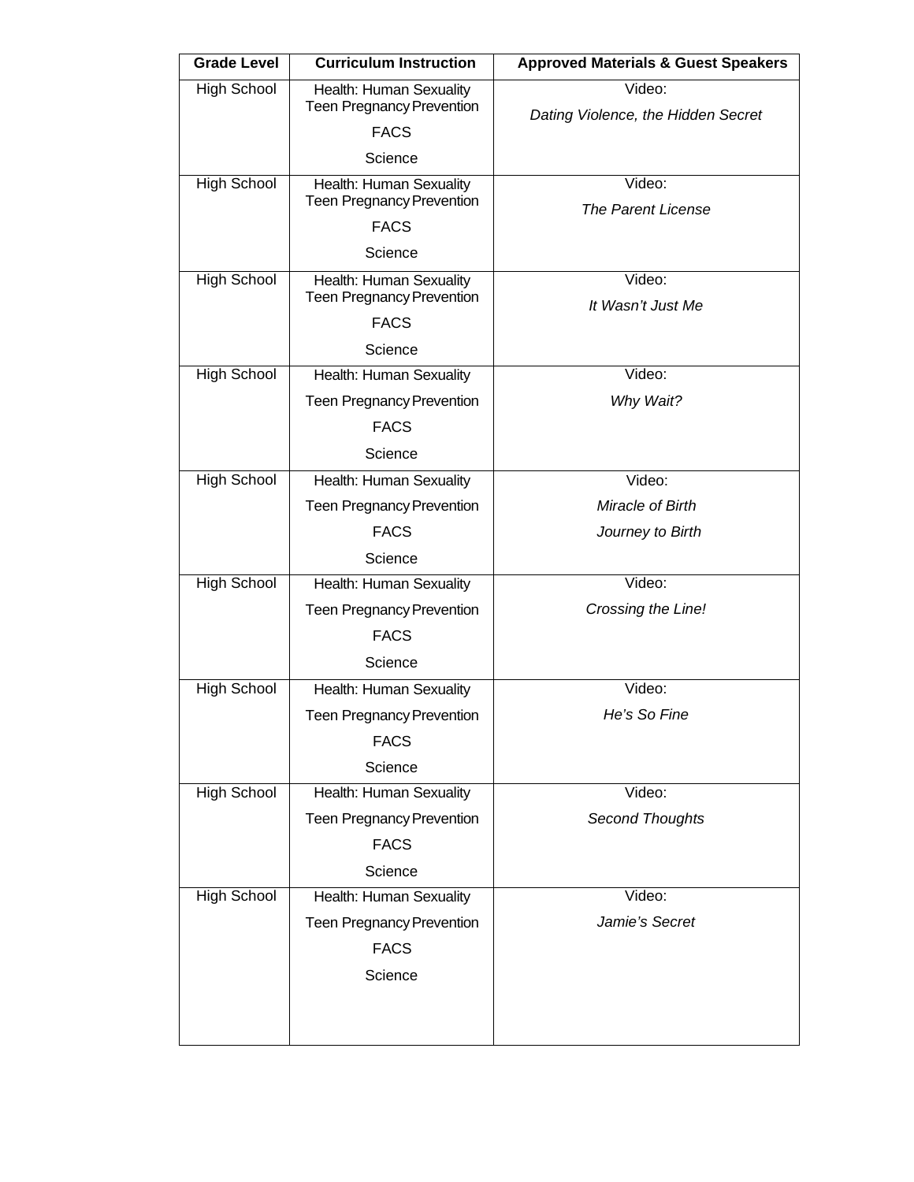| Grade Level | Curriculum Instruction | Approved Materials & Guest Speakers |
|---|---|---|
| High School | Health: Human Sexuality<br>Teen Pregnancy Prevention<br>FACS<br>Science | Video:<br>*Dating Violence, the Hidden Secret* |
| High School | Health: Human Sexuality<br>Teen Pregnancy Prevention<br>FACS<br>Science | Video:<br>*The Parent License* |
| High School | Health: Human Sexuality<br>Teen Pregnancy Prevention<br>FACS<br>Science | Video:<br>*It Wasn't Just Me* |
| High School | Health: Human Sexuality<br>Teen Pregnancy Prevention<br>FACS<br>Science | Video:<br>*Why Wait?* |
| High School | Health: Human Sexuality<br>Teen Pregnancy Prevention<br>FACS<br>Science | Video:<br>*Miracle of Birth*<br>*Journey to Birth* |
| High School | Health: Human Sexuality<br>Teen Pregnancy Prevention<br>FACS<br>Science | Video:<br>*Crossing the Line!* |
| High School | Health: Human Sexuality<br>Teen Pregnancy Prevention<br>FACS<br>Science | Video:<br>*He's So Fine* |
| High School | Health: Human Sexuality<br>Teen Pregnancy Prevention<br>FACS<br>Science | Video:<br>*Second Thoughts* |
| High School | Health: Human Sexuality<br>Teen Pregnancy Prevention<br>FACS<br>Science | Video:<br>*Jamie's Secret* |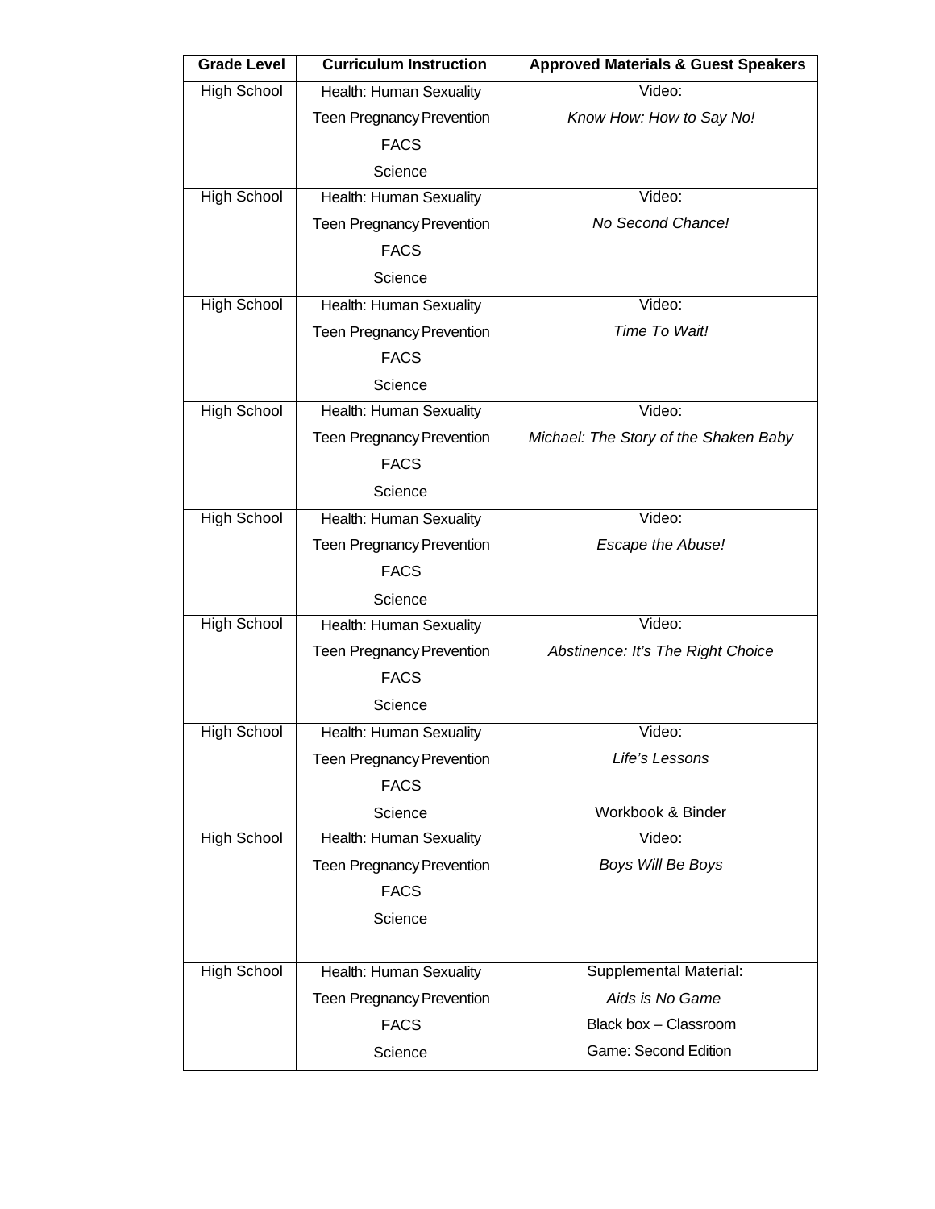| Grade Level | Curriculum Instruction | Approved Materials & Guest Speakers |
|---|---|---|
| High School | Health: Human Sexuality<br>Teen Pregnancy Prevention<br>FACS<br>Science | Video:<br>*Know How: How to Say No!* |
| High School | Health: Human Sexuality<br>Teen Pregnancy Prevention<br>FACS<br>Science | Video:<br>*No Second Chance!* |
| High School | Health: Human Sexuality<br>Teen Pregnancy Prevention<br>FACS<br>Science | Video:<br>*Time To Wait!* |
| High School | Health: Human Sexuality<br>Teen Pregnancy Prevention<br>FACS<br>Science | Video:<br>*Michael: The Story of the Shaken Baby* |
| High School | Health: Human Sexuality<br>Teen Pregnancy Prevention<br>FACS<br>Science | Video:<br>*Escape the Abuse!* |
| High School | Health: Human Sexuality<br>Teen Pregnancy Prevention<br>FACS<br>Science | Video:<br>*Abstinence: It's The Right Choice* |
| High School | Health: Human Sexuality<br>Teen Pregnancy Prevention<br>FACS<br>Science | Video:<br>*Life's Lessons*<br><br>Workbook & Binder |
| High School | Health: Human Sexuality<br>Teen Pregnancy Prevention<br>FACS<br>Science | Video:<br>*Boys Will Be Boys* |
| High School | Health: Human Sexuality<br>Teen Pregnancy Prevention<br>FACS<br>Science | Supplemental Material:<br>*Aids is No Game*<br>Black box – Classroom<br>Game: Second Edition |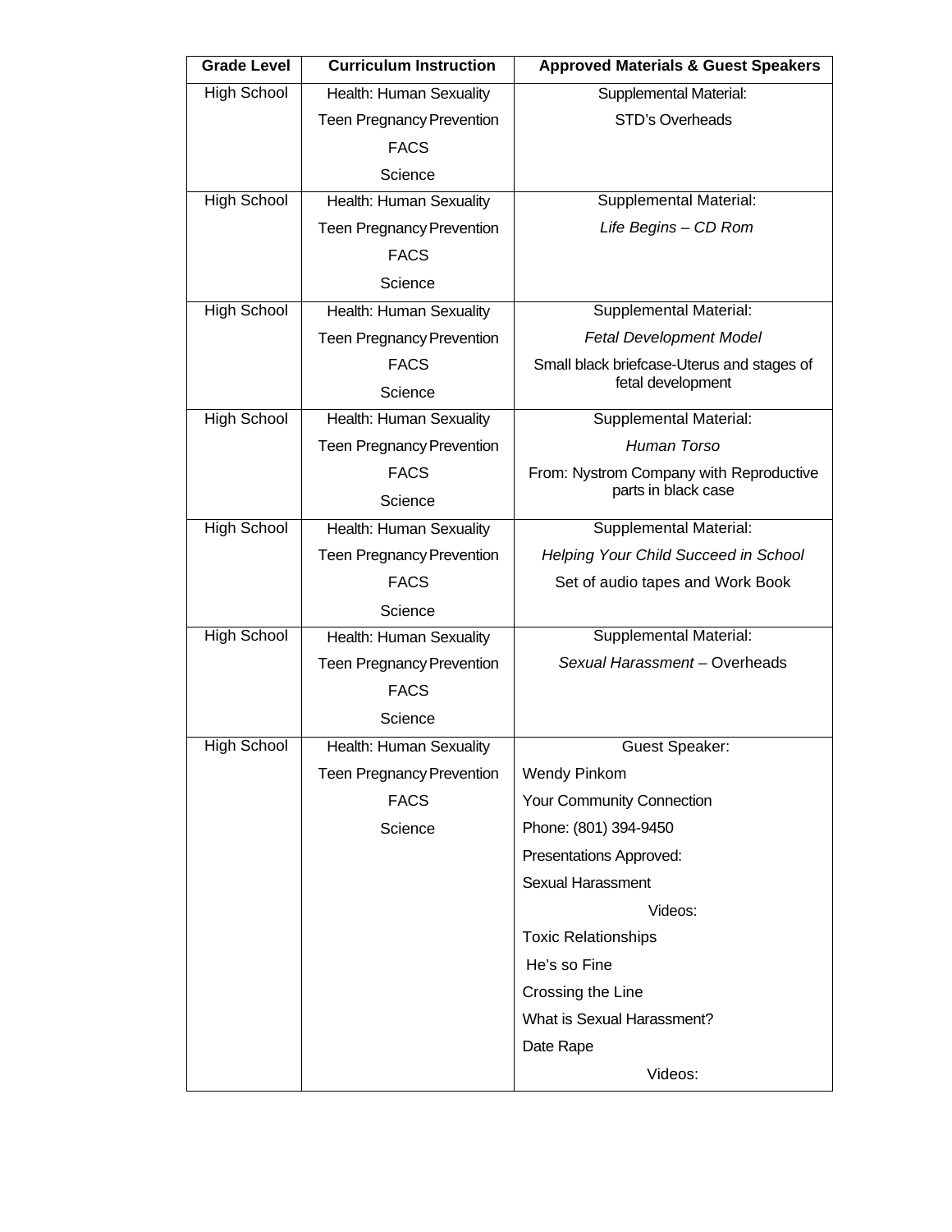| Grade Level | Curriculum Instruction | Approved Materials & Guest Speakers |
| --- | --- | --- |
| High School | Health: Human Sexuality<br>Teen Pregnancy Prevention<br>FACS<br>Science | Supplemental Material:<br>STD's Overheads |
| High School | Health: Human Sexuality<br>Teen Pregnancy Prevention<br>FACS<br>Science | Supplemental Material:<br>*Life Begins – CD Rom* |
| High School | Health: Human Sexuality<br>Teen Pregnancy Prevention<br>FACS<br>Science | Supplemental Material:<br>*Fetal Development Model*<br>Small black briefcase-Uterus and stages of fetal development |
| High School | Health: Human Sexuality<br>Teen Pregnancy Prevention<br>FACS<br>Science | Supplemental Material:<br>*Human Torso*<br>From: Nystrom Company with Reproductive parts in black case |
| High School | Health: Human Sexuality<br>Teen Pregnancy Prevention<br>FACS<br>Science | Supplemental Material:<br>*Helping Your Child Succeed in School*<br>Set of audio tapes and Work Book |
| High School | Health: Human Sexuality<br>Teen Pregnancy Prevention<br>FACS<br>Science | Supplemental Material:<br>*Sexual Harassment* – Overheads |
| High School | Health: Human Sexuality<br>Teen Pregnancy Prevention<br>FACS<br>Science | Guest Speaker:<br>Wendy Pinkom<br>Your Community Connection<br>Phone: (801) 394-9450<br>Presentations Approved:<br>Sexual Harassment<br>Videos:<br>Toxic Relationships<br>He's so Fine<br>Crossing the Line<br>What is Sexual Harassment?<br>Date Rape<br>Videos: |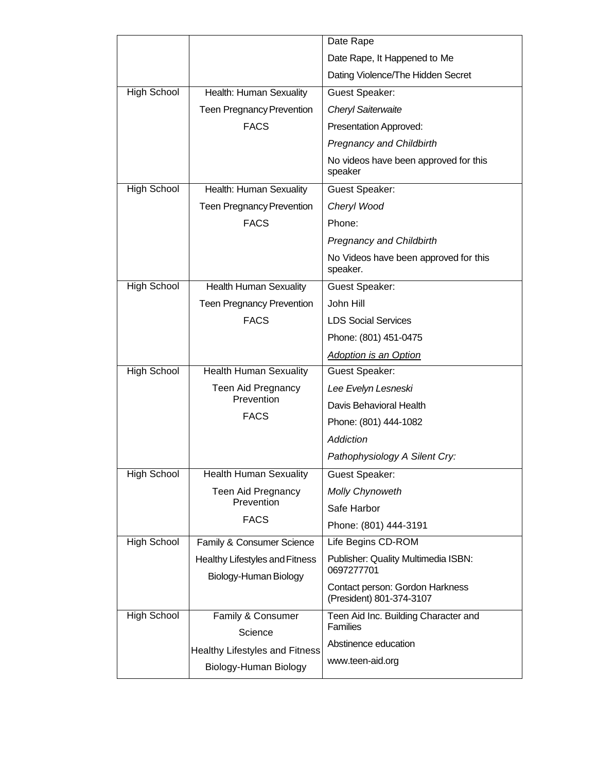| | | |
|---|---|---|
| | | Date Rape<br>Date Rape, It Happened to Me<br>Dating Violence/The Hidden Secret |
| High School | Health: Human Sexuality<br>Teen Pregnancy Prevention<br>FACS | Guest Speaker:<br>*Cheryl Saiterwaite*<br>Presentation Approved:<br>*Pregnancy and Childbirth*<br>No videos have been approved for this speaker |
| High School | Health: Human Sexuality<br>Teen Pregnancy Prevention<br>FACS | Guest Speaker:<br>*Cheryl Wood*<br>Phone:<br>*Pregnancy and Childbirth*<br>No Videos have been approved for this speaker. |
| High School | Health Human Sexuality<br>Teen Pregnancy Prevention<br>FACS | Guest Speaker:<br>John Hill<br>LDS Social Services<br>Phone: (801) 451-0475<br>*Adoption is an Option* |
| High School | Health Human Sexuality<br>Teen Aid Pregnancy Prevention<br>FACS | Guest Speaker:<br>*Lee Evelyn Lesneski*<br>Davis Behavioral Health<br>Phone: (801) 444-1082<br>*Addiction*<br>*Pathophysiology A Silent Cry:* |
| High School | Health Human Sexuality<br>Teen Aid Pregnancy Prevention<br>FACS | Guest Speaker:<br>*Molly Chynoweth*<br>Safe Harbor<br>Phone: (801) 444-3191 |
| High School | Family & Consumer Science<br>Healthy Lifestyles and Fitness<br>Biology-Human Biology | Life Begins CD-ROM<br>Publisher: Quality Multimedia ISBN: 0697277701<br>Contact person: Gordon Harkness (President) 801-374-3107 |
| High School | Family & Consumer Science<br>Healthy Lifestyles and Fitness<br>Biology-Human Biology | Teen Aid Inc. Building Character and Families<br>Abstinence education<br>www.teen-aid.org |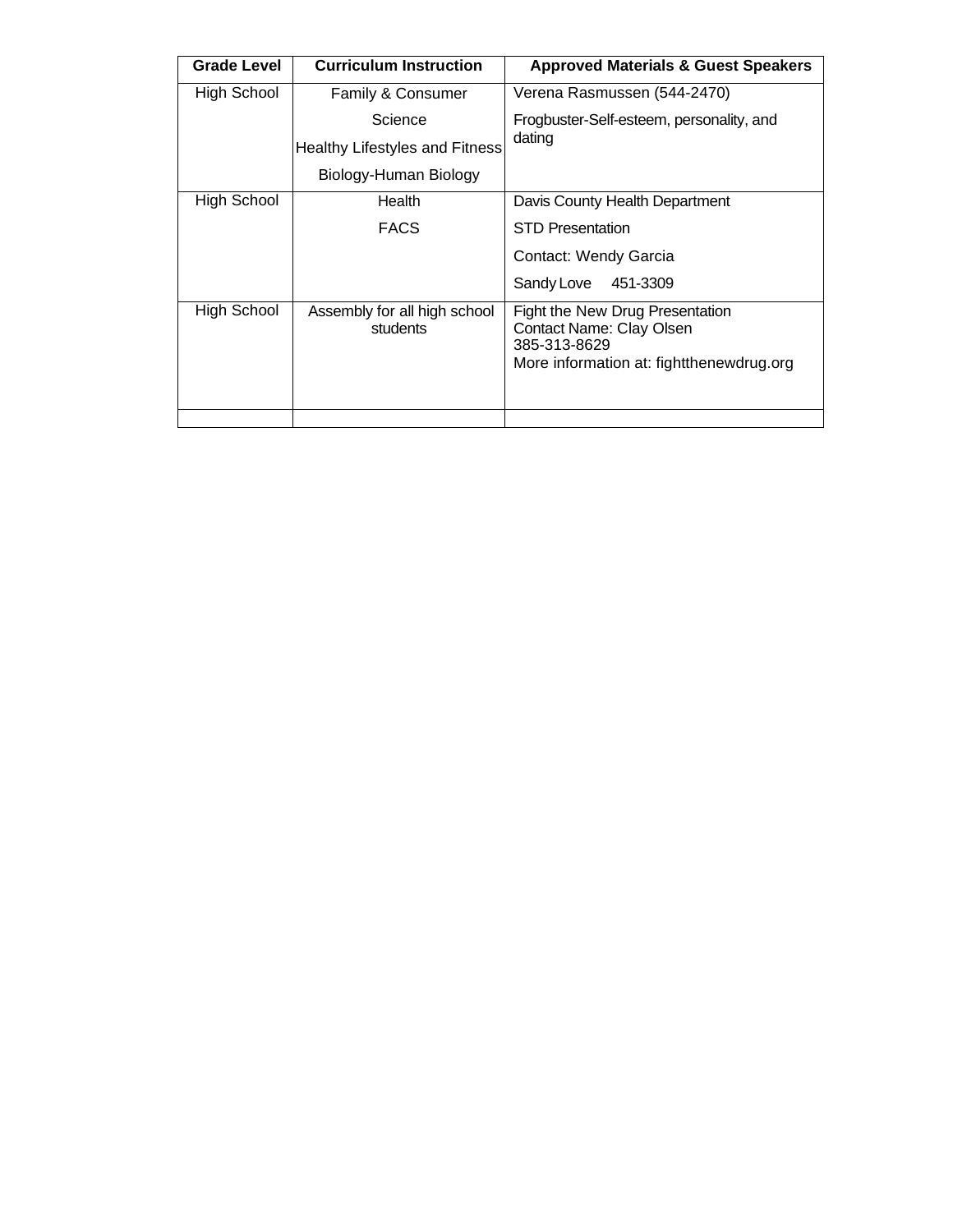| Grade Level | Curriculum Instruction | Approved Materials & Guest Speakers |
|---|---|---|
| High School | Family & Consumer Science<br>Healthy Lifestyles and Fitness<br>Biology-Human Biology | Verena Rasmussen (544-2470)<br>Frogbuster-Self-esteem, personality, and dating |
| High School | Health<br>FACS | Davis County Health Department<br>STD Presentation<br>Contact: Wendy Garcia<br>Sandy Love 451-3309 |
| High School | Assembly for all high school students | Fight the New Drug Presentation<br>Contact Name: Clay Olsen<br>385-313-8629<br>More information at: fightthenewdrug.org |
| | | |